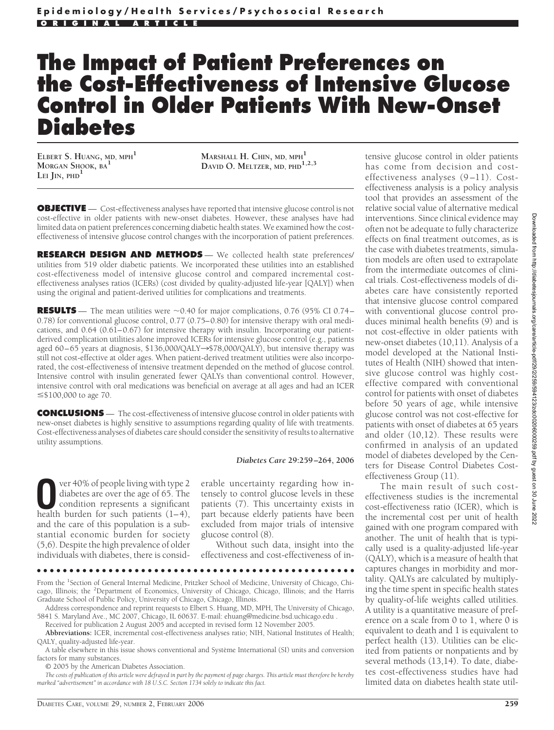Epidemiology/Health Services/Psychosocial Research

ORIGINAL ARTICLE

# The Impact of Patient Preferences on the Cost-Effectiveness of Intensive Glucose Control in Older Patients With New-Onset Diabetes

ELBERT S. HUANG, MD, MPH[1]
MORGAN SHOOK, BA[1]
LEI JIN, PHD[1]
MARSHALL H. CHIN, MD, MPH[1]
DAVID O. MELTZER, MD, PHD[1,2,3]

**OBJECTIVE** — Cost-effectiveness analyses have reported that intensive glucose control is not cost-effective in older patients with new-onset diabetes. However, these analyses have had limited data on patient preferences concerning diabetic health states. We examined how the cost-effectiveness of intensive glucose control changes with the incorporation of patient preferences.

**RESEARCH DESIGN AND METHODS** — We collected health state preferences/utilities from 519 older diabetic patients. We incorporated these utilities into an established cost-effectiveness model of intensive glucose control and compared incremental cost-effectiveness analyses ratios (ICERs) (cost divided by quality-adjusted life-year [QALY]) when using the original and patient-derived utilities for complications and treatments.

**RESULTS** — The mean utilities were ~0.40 for major complications, 0.76 (95% CI 0.74–0.78) for conventional glucose control, 0.77 (0.75–0.80) for intensive therapy with oral medications, and 0.64 (0.61–0.67) for intensive therapy with insulin. Incorporating our patient-derived complication utilities alone improved ICERs for intensive glucose control (e.g., patients aged 60–65 years at diagnosis, \$136,000/QALY→\$78,000/QALY), but intensive therapy was still not cost-effective at older ages. When patient-derived treatment utilities were also incorporated, the cost-effectiveness of intensive treatment depended on the method of glucose control. Intensive control with insulin generated fewer QALYs than conventional control. However, intensive control with oral medications was beneficial on average at all ages and had an ICER ≤\$100,000 to age 70.

**CONCLUSIONS** — The cost-effectiveness of intensive glucose control in older patients with new-onset diabetes is highly sensitive to assumptions regarding quality of life with treatments. Cost-effectiveness analyses of diabetes care should consider the sensitivity of results to alternative utility assumptions.

*Diabetes Care* **29:**259–264, 2006

Over 40% of people living with type 2 diabetes are over the age of 65. The condition represents a significant health burden for such patients (1–4), and the care of this population is a substantial economic burden for society (5,6). Despite the high prevalence of older individuals with diabetes, there is considerable uncertainty regarding how intensely to control glucose levels in these patients (7). This uncertainty exists in part because elderly patients have been excluded from major trials of intensive glucose control (8).

Without such data, insight into the effectiveness and cost-effectiveness of intensive glucose control in older patients has come from decision and cost-effectiveness analyses (9–11). Cost-effectiveness analysis is a policy analysis tool that provides an assessment of the relative social value of alternative medical interventions. Since clinical evidence may often not be adequate to fully characterize effects on final treatment outcomes, as is the case with diabetes treatments, simulation models are often used to extrapolate from the intermediate outcomes of clinical trials. Cost-effectiveness models of diabetes care have consistently reported that intensive glucose control compared with conventional glucose control produces minimal health benefits (9) and is not cost-effective in older patients with new-onset diabetes (10,11). Analysis of a model developed at the National Institutes of Health (NIH) showed that intensive glucose control was highly cost-effective compared with conventional control for patients with onset of diabetes before 50 years of age, while intensive glucose control was not cost-effective for patients with onset of diabetes at 65 years and older (10,12). These results were confirmed in analysis of an updated model of diabetes developed by the Centers for Disease Control Diabetes Cost-effectiveness Group (11).

The main result of such cost-effectiveness studies is the incremental cost-effectiveness ratio (ICER), which is the incremental cost per unit of health gained with one program compared with another. The unit of health that is typically used is a quality-adjusted life-year (QALY), which is a measure of health that captures changes in morbidity and mortality. QALYs are calculated by multiplying the time spent in specific health states by quality-of-life weights called utilities. A utility is a quantitative measure of preference on a scale from 0 to 1, where 0 is equivalent to death and 1 is equivalent to perfect health (13). Utilities can be elicited from patients or nonpatients and by several methods (13,14). To date, diabetes cost-effectiveness studies have had limited data on diabetes health state util-

From the [1]Section of General Internal Medicine, Pritzker School of Medicine, University of Chicago, Chicago, Illinois; the [2]Department of Economics, University of Chicago, Chicago, Illinois; and the Harris Graduate School of Public Policy, University of Chicago, Chicago, Illinois.

Address correspondence and reprint requests to Elbert S. Huang, MD, MPH, The University of Chicago, 5841 S. Maryland Ave., MC 2007, Chicago, IL 60637. E-mail: ehuang@medicine.bsd.uchicago.edu .

Received for publication 2 August 2005 and accepted in revised form 12 November 2005.

**Abbreviations:** ICER, incremental cost-effectiveness analyses ratio; NIH, National Institutes of Health; QALY, quality-adjusted life-year.

A table elsewhere in this issue shows conventional and Système International (SI) units and conversion factors for many substances.

© 2005 by the American Diabetes Association.

*The costs of publication of this article were defrayed in part by the payment of page charges. This article must therefore be hereby marked "advertisement" in accordance with 18 U.S.C. Section 1734 solely to indicate this fact.*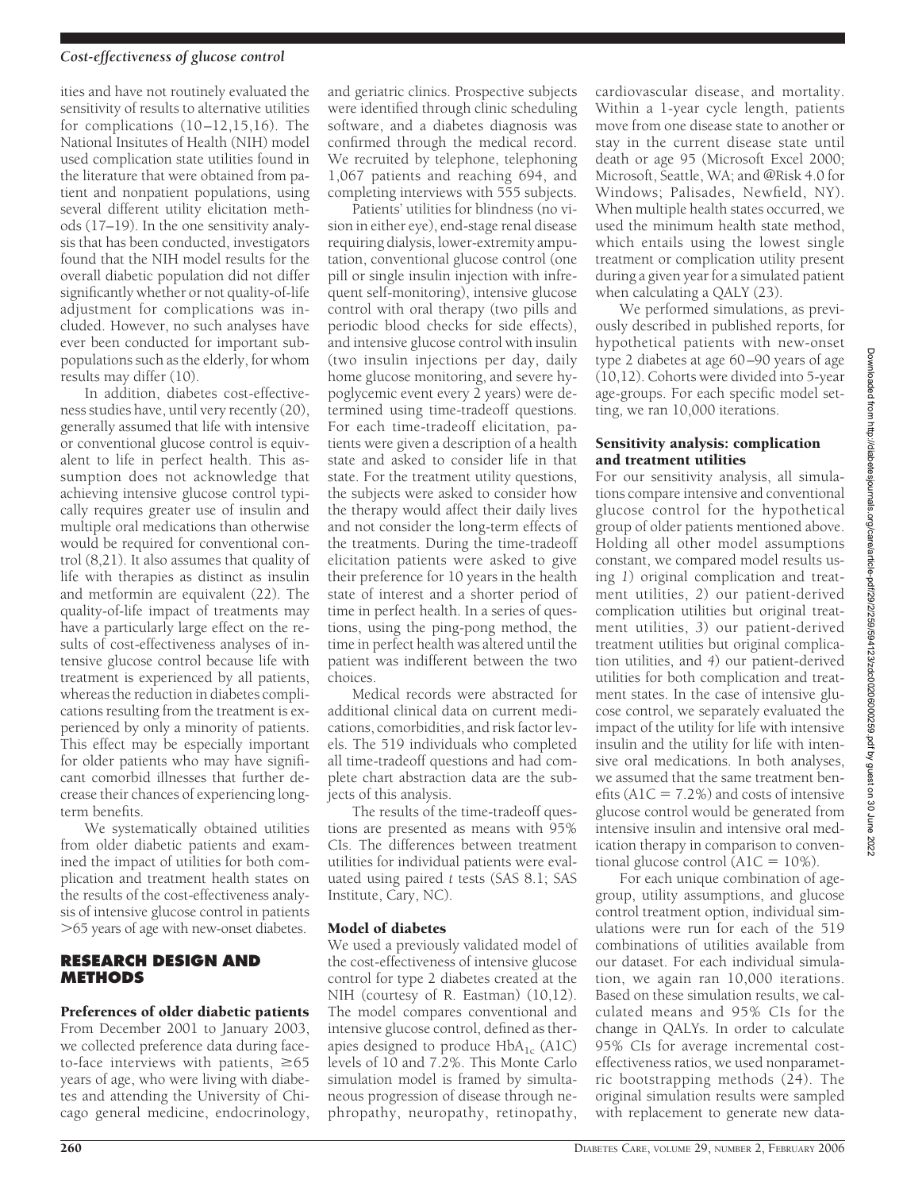ities and have not routinely evaluated the sensitivity of results to alternative utilities for complications (10–12,15,16). The National Insitutes of Health (NIH) model used complication state utilities found in the literature that were obtained from patient and nonpatient populations, using several different utility elicitation methods (17–19). In the one sensitivity analysis that has been conducted, investigators found that the NIH model results for the overall diabetic population did not differ significantly whether or not quality-of-life adjustment for complications was included. However, no such analyses have ever been conducted for important subpopulations such as the elderly, for whom results may differ (10).

In addition, diabetes cost-effectiveness studies have, until very recently (20), generally assumed that life with intensive or conventional glucose control is equivalent to life in perfect health. This assumption does not acknowledge that achieving intensive glucose control typically requires greater use of insulin and multiple oral medications than otherwise would be required for conventional control (8,21). It also assumes that quality of life with therapies as distinct as insulin and metformin are equivalent (22). The quality-of-life impact of treatments may have a particularly large effect on the results of cost-effectiveness analyses of intensive glucose control because life with treatment is experienced by all patients, whereas the reduction in diabetes complications resulting from the treatment is experienced by only a minority of patients. This effect may be especially important for older patients who may have significant comorbid illnesses that further decrease their chances of experiencing long-term benefits.

We systematically obtained utilities from older diabetic patients and examined the impact of utilities for both complication and treatment health states on the results of the cost-effectiveness analysis of intensive glucose control in patients >65 years of age with new-onset diabetes.

## RESEARCH DESIGN AND METHODS

### Preferences of older diabetic patients

From December 2001 to January 2003, we collected preference data during face-to-face interviews with patients, ≥65 years of age, who were living with diabetes and attending the University of Chicago general medicine, endocrinology, and geriatric clinics. Prospective subjects were identified through clinic scheduling software, and a diabetes diagnosis was confirmed through the medical record. We recruited by telephone, telephoning 1,067 patients and reaching 694, and completing interviews with 555 subjects.

Patients' utilities for blindness (no vision in either eye), end-stage renal disease requiring dialysis, lower-extremity amputation, conventional glucose control (one pill or single insulin injection with infrequent self-monitoring), intensive glucose control with oral therapy (two pills and periodic blood checks for side effects), and intensive glucose control with insulin (two insulin injections per day, daily home glucose monitoring, and severe hypoglycemic event every 2 years) were determined using time-tradeoff questions. For each time-tradeoff elicitation, patients were given a description of a health state and asked to consider life in that state. For the treatment utility questions, the subjects were asked to consider how the therapy would affect their daily lives and not consider the long-term effects of the treatments. During the time-tradeoff elicitation patients were asked to give their preference for 10 years in the health state of interest and a shorter period of time in perfect health. In a series of questions, using the ping-pong method, the time in perfect health was altered until the patient was indifferent between the two choices.

Medical records were abstracted for additional clinical data on current medications, comorbidities, and risk factor levels. The 519 individuals who completed all time-tradeoff questions and had complete chart abstraction data are the subjects of this analysis.

The results of the time-tradeoff questions are presented as means with 95% CIs. The differences between treatment utilities for individual patients were evaluated using paired $t$ tests (SAS 8.1; SAS Institute, Cary, NC).

### Model of diabetes

We used a previously validated model of the cost-effectiveness of intensive glucose control for type 2 diabetes created at the NIH (courtesy of R. Eastman) (10,12). The model compares conventional and intensive glucose control, defined as therapies designed to produce $HbA_{1c}$ (A1C) levels of 10 and 7.2%. This Monte Carlo simulation model is framed by simultaneous progression of disease through nephropathy, neuropathy, retinopathy, cardiovascular disease, and mortality. Within a 1-year cycle length, patients move from one disease state to another or stay in the current disease state until death or age 95 (Microsoft Excel 2000; Microsoft, Seattle, WA; and @Risk 4.0 for Windows; Palisades, Newfield, NY). When multiple health states occurred, we used the minimum health state method, which entails using the lowest single treatment or complication utility present during a given year for a simulated patient when calculating a QALY (23).

We performed simulations, as previously described in published reports, for hypothetical patients with new-onset type 2 diabetes at age 60–90 years of age (10,12). Cohorts were divided into 5-year age-groups. For each specific model setting, we ran 10,000 iterations.

### Sensitivity analysis: complication and treatment utilities

For our sensitivity analysis, all simulations compare intensive and conventional glucose control for the hypothetical group of older patients mentioned above. Holding all other model assumptions constant, we compared model results using *1*) original complication and treatment utilities, *2*) our patient-derived complication utilities but original treatment utilities, *3*) our patient-derived treatment utilities but original complication utilities, and *4*) our patient-derived utilities for both complication and treatment states. In the case of intensive glucose control, we separately evaluated the impact of the utility for life with intensive insulin and the utility for life with intensive oral medications. In both analyses, we assumed that the same treatment benefits (A1C = 7.2%) and costs of intensive glucose control would be generated from intensive insulin and intensive oral medication therapy in comparison to conventional glucose control (A1C = 10%).

For each unique combination of age-group, utility assumptions, and glucose control treatment option, individual simulations were run for each of the 519 combinations of utilities available from our dataset. For each individual simulation, we again ran 10,000 iterations. Based on these simulation results, we calculated means and 95% CIs for the change in QALYs. In order to calculate 95% CIs for average incremental cost-effectiveness ratios, we used nonparametric bootstrapping methods (24). The original simulation results were sampled with replacement to generate new data-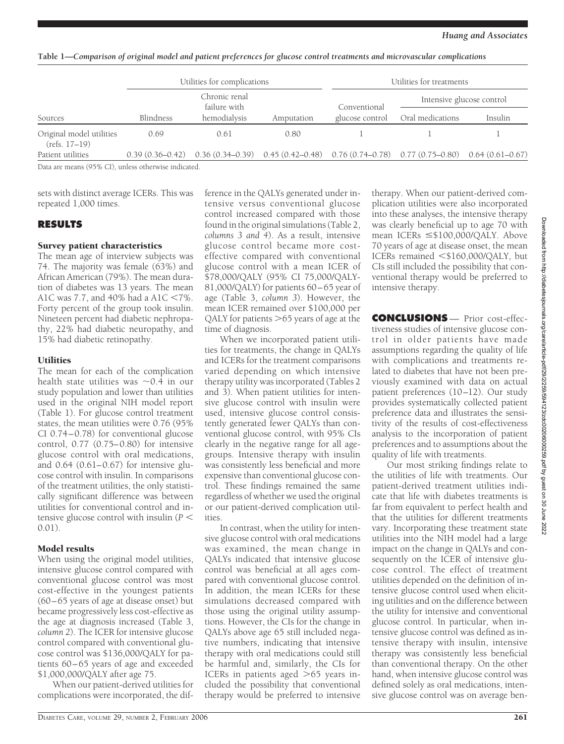**Table 1—Comparison of original model and patient preferences for glucose control treatments and microvascular complications**

| Sources | Utilities for complications | | | Utilities for treatments | | |
|---|---|---|---|---|---|---|
| | | | | | Intensive glucose control | |
| | Blindness | Chronic renal failure with hemodialysis | Amputation | Conventional glucose control | Oral medications | Insulin |
| Original model utilities (refs. 17–19) | 0.69 | 0.61 | 0.80 | 1 | 1 | 1 |
| Patient utilities | 0.39 (0.36–0.42) | 0.36 (0.34–0.39) | 0.45 (0.42–0.48) | 0.76 (0.74–0.78) | 0.77 (0.75–0.80) | 0.64 (0.61–0.67) |

Data are means (95% CI), unless otherwise indicated.

sets with distinct average ICERs. This was repeated 1,000 times.

## RESULTS

### Survey patient characteristics

The mean age of interview subjects was 74. The majority was female (63%) and African American (79%). The mean duration of diabetes was 13 years. The mean A1C was 7.7, and 40% had a A1C <7%. Forty percent of the group took insulin. Nineteen percent had diabetic nephropathy, 22% had diabetic neuropathy, and 15% had diabetic retinopathy.

### Utilities

The mean for each of the complication health state utilities was ~0.4 in our study population and lower than utilities used in the original NIH model report (Table 1). For glucose control treatment states, the mean utilities were 0.76 (95% CI 0.74–0.78) for conventional glucose control, 0.77 (0.75–0.80) for intensive glucose control with oral medications, and 0.64 (0.61–0.67) for intensive glucose control with insulin. In comparisons of the treatment utilities, the only statistically significant difference was between utilities for conventional control and intensive glucose control with insulin ($P <$ 0.01).

### Model results

When using the original model utilities, intensive glucose control compared with conventional glucose control was most cost-effective in the youngest patients (60–65 years of age at disease onset) but became progressively less cost-effective as the age at diagnosis increased (Table 3, *column 2*). The ICER for intensive glucose control compared with conventional glucose control was $136,000/QALY for patients 60–65 years of age and exceeded $1,000,000/QALY after age 75.

When our patient-derived utilities for complications were incorporated, the difference in the QALYs generated under intensive versus conventional glucose control increased compared with those found in the original simulations (Table 2, *columns 3 and 4*). As a result, intensive glucose control became more cost-effective compared with conventional glucose control with a mean ICER of $78,000/QALY (95% CI 75,000/QALY-81,000/QALY) for patients 60–65 year of age (Table 3, *column 3*). However, the mean ICER remained over $100,000 per QALY for patients >65 years of age at the time of diagnosis.

When we incorporated patient utilities for treatments, the change in QALYs and ICERs for the treatment comparisons varied depending on which intensive therapy utility was incorporated (Tables 2 and 3). When patient utilities for intensive glucose control with insulin were used, intensive glucose control consistently generated fewer QALYs than conventional glucose control, with 95% CIs clearly in the negative range for all age-groups. Intensive therapy with insulin was consistently less beneficial and more expensive than conventional glucose control. These findings remained the same regardless of whether we used the original or our patient-derived complication utilities.

In contrast, when the utility for intensive glucose control with oral medications was examined, the mean change in QALYs indicated that intensive glucose control was beneficial at all ages compared with conventional glucose control. In addition, the mean ICERs for these simulations decreased compared with those using the original utility assumptions. However, the CIs for the change in QALYs above age 65 still included negative numbers, indicating that intensive therapy with oral medications could still be harmful and, similarly, the CIs for ICERs in patients aged >65 years included the possibility that conventional therapy would be preferred to intensive therapy. When our patient-derived complication utilities were also incorporated into these analyses, the intensive therapy was clearly beneficial up to age 70 with mean ICERs ≤$100,000/QALY. Above 70 years of age at disease onset, the mean ICERs remained <$160,000/QALY, but CIs still included the possibility that conventional therapy would be preferred to intensive therapy.

## CONCLUSIONS

Prior cost-effectiveness studies of intensive glucose control in older patients have made assumptions regarding the quality of life with complications and treatments related to diabetes that have not been previously examined with data on actual patient preferences (10–12). Our study provides systematically collected patient preference data and illustrates the sensitivity of the results of cost-effectiveness analysis to the incorporation of patient preferences and to assumptions about the quality of life with treatments.

Our most striking findings relate to the utilities of life with treatments. Our patient-derived treatment utilities indicate that life with diabetes treatments is far from equivalent to perfect health and that the utilities for different treatments vary. Incorporating these treatment state utilities into the NIH model had a large impact on the change in QALYs and consequently on the ICER of intensive glucose control. The effect of treatment utilities depended on the definition of intensive glucose control used when eliciting utilities and on the difference between the utility for intensive and conventional glucose control. In particular, when intensive glucose control was defined as intensive therapy with insulin, intensive therapy was consistently less beneficial than conventional therapy. On the other hand, when intensive glucose control was defined solely as oral medications, intensive glucose control was on average ben-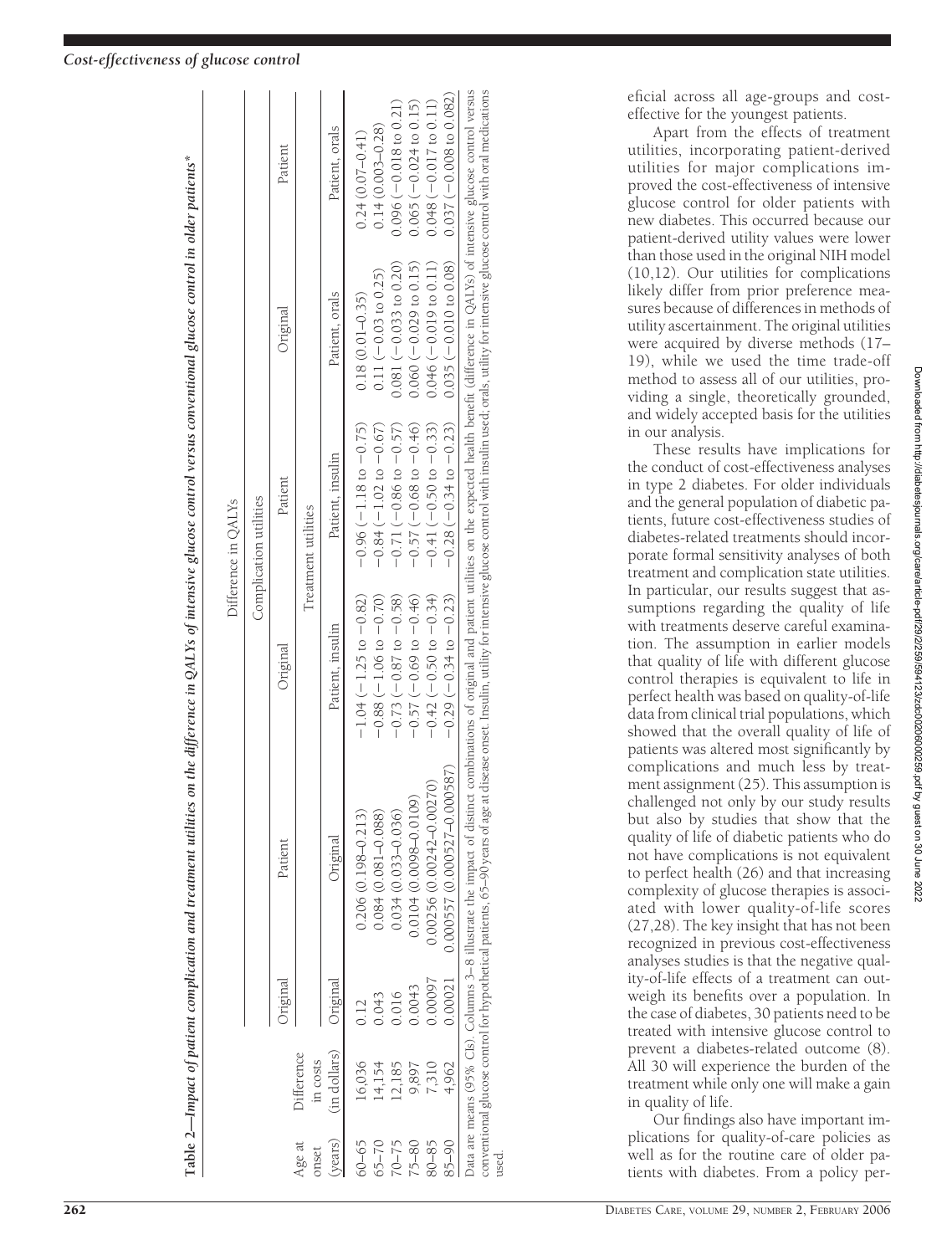**Table 2—Impact of patient complication and treatment utilities on the difference in QALYs of intensive glucose control versus conventional glucose control in older patients***

| Age at onset (years) | Difference in costs (in dollars) | Difference in QALYs | | | | | |
|---|---|---|---|---|---|---|---|
| | | Complication utilities | | | | | |
| | | Original | Patient | Original | Patient | Original | Patient |
| | | Treatment utilities | | | | | |
| | | Original | Original | Patient, insulin | Patient, insulin | Patient, orals | Patient, orals |
| 60–65 | 16,036 | 0.12 | 0.206 (0.198–0.213) | −1.04 (−1.25 to −0.82) | −0.96 (−1.18 to −0.75) | 0.18 (0.01–0.35) | 0.24 (0.07–0.41) |
| 65–70 | 14,154 | 0.043 | 0.084 (0.081–0.088) | −0.88 (−1.06 to −0.70) | −0.84 (−1.02 to −0.67) | 0.11 (−0.03 to 0.25) | 0.14 (0.003–0.28) |
| 70–75 | 12,185 | 0.016 | 0.034 (0.033–0.036) | −0.73 (−0.87 to −0.58) | −0.71 (−0.86 to −0.57) | 0.081 (−0.033 to 0.20) | 0.096 (−0.018 to 0.21) |
| 75–80 | 9,897 | 0.0043 | 0.0104 (0.0098–0.0109) | −0.57 (−0.69 to −0.46) | −0.57 (−0.68 to −0.46) | 0.060 (−0.029 to 0.15) | 0.065 (−0.024 to 0.15) |
| 80–85 | 7,310 | 0.00097 | 0.00256 (0.00242–0.00270) | −0.42 (−0.50 to −0.34) | −0.41 (−0.50 to −0.33) | 0.046 (−0.019 to 0.11) | 0.048 (−0.017 to 0.11) |
| 85–90 | 4,962 | 0.00021 | 0.000557 (0.000527–0.000587) | −0.29 (−0.34 to −0.23) | −0.28 (−0.34 to −0.23) | 0.035 (−0.010 to 0.08) | 0.037 (−0.008 to 0.082) |

Data are means (95% CIs). Columns 3–8 illustrate the impact of distinct combinations of original and patient utilities on the expected health benefit (difference in QALYs) of intensive glucose control versus conventional glucose control for hypothetical patients, 65–90 years of age at disease onset. Insulin, utility for intensive glucose control with insulin used; orals, utility for intensive glucose control with oral medications used.

eficial across all age-groups and cost-effective for the youngest patients.

Apart from the effects of treatment utilities, incorporating patient-derived utilities for major complications improved the cost-effectiveness of intensive glucose control for older patients with new diabetes. This occurred because our patient-derived utility values were lower than those used in the original NIH model (10,12). Our utilities for complications likely differ from prior preference measures because of differences in methods of utility ascertainment. The original utilities were acquired by diverse methods (17–19), while we used the time trade-off method to assess all of our utilities, providing a single, theoretically grounded, and widely accepted basis for the utilities in our analysis.

These results have implications for the conduct of cost-effectiveness analyses in type 2 diabetes. For older individuals and the general population of diabetic patients, future cost-effectiveness studies of diabetes-related treatments should incorporate formal sensitivity analyses of both treatment and complication state utilities. In particular, our results suggest that assumptions regarding the quality of life with treatments deserve careful examination. The assumption in earlier models that quality of life with different glucose control therapies is equivalent to life in perfect health was based on quality-of-life data from clinical trial populations, which showed that the overall quality of life of patients was altered most significantly by complications and much less by treatment assignment (25). This assumption is challenged not only by our study results but also by studies that show that the quality of life of diabetic patients who do not have complications is not equivalent to perfect health (26) and that increasing complexity of glucose therapies is associated with lower quality-of-life scores (27,28). The key insight that has not been recognized in previous cost-effectiveness analyses studies is that the negative quality-of-life effects of a treatment can outweigh its benefits over a population. In the case of diabetes, 30 patients need to be treated with intensive glucose control to prevent a diabetes-related outcome (8). All 30 will experience the burden of the treatment while only one will make a gain in quality of life.

Our findings also have important implications for quality-of-care policies as well as for the routine care of older patients with diabetes. From a policy per-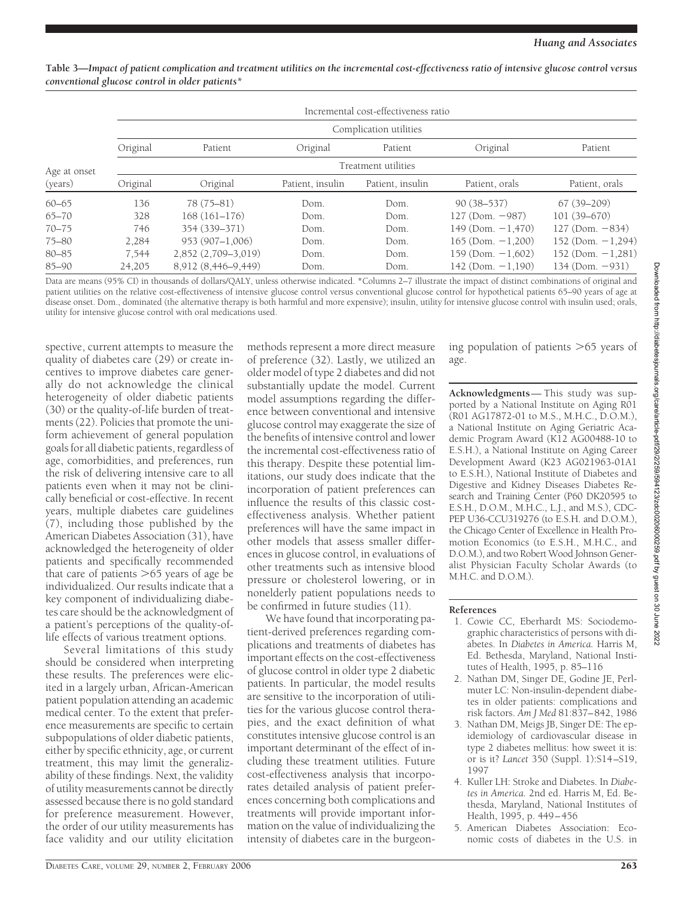**Table 3—*Impact of patient complication and treatment utilities on the incremental cost-effectiveness ratio of intensive glucose control versus conventional glucose control in older patients****

| Age at onset (years) | Incremental cost-effectiveness ratio | | | | | |
|---|---|---|---|---|---|---|
| | Complication utilities | | | | | |
| | Original | Patient | Original | Patient | Original | Patient |
| | Treatment utilities | | | | | |
| | Original | Original | Patient, insulin | Patient, insulin | Patient, orals | Patient, orals |
| 60–65 | 136 | 78 (75–81) | Dom. | Dom. | 90 (38–537) | 67 (39–209) |
| 65–70 | 328 | 168 (161–176) | Dom. | Dom. | 127 (Dom. −987) | 101 (39–670) |
| 70–75 | 746 | 354 (339–371) | Dom. | Dom. | 149 (Dom. −1,470) | 127 (Dom. −834) |
| 75–80 | 2,284 | 953 (907–1,006) | Dom. | Dom. | 165 (Dom. −1,200) | 152 (Dom. −1,294) |
| 80–85 | 7,544 | 2,852 (2,709–3,019) | Dom. | Dom. | 159 (Dom. −1,602) | 152 (Dom. −1,281) |
| 85–90 | 24,205 | 8,912 (8,446–9,449) | Dom. | Dom. | 142 (Dom. −1,190) | 134 (Dom. −931) |

Data are means (95% CI) in thousands of dollars/QALY, unless otherwise indicated. *Columns 2–7 illustrate the impact of distinct combinations of original and patient utilities on the relative cost-effectiveness of intensive glucose control versus conventional glucose control for hypothetical patients 65–90 years of age at disease onset. Dom., dominated (the alternative therapy is both harmful and more expensive); insulin, utility for intensive glucose control with insulin used; orals, utility for intensive glucose control with oral medications used.

spective, current attempts to measure the quality of diabetes care (29) or create incentives to improve diabetes care generally do not acknowledge the clinical heterogeneity of older diabetic patients (30) or the quality-of-life burden of treatments (22). Policies that promote the uniform achievement of general population goals for all diabetic patients, regardless of age, comorbidities, and preferences, run the risk of delivering intensive care to all patients even when it may not be clinically beneficial or cost-effective. In recent years, multiple diabetes care guidelines (7), including those published by the American Diabetes Association (31), have acknowledged the heterogeneity of older patients and specifically recommended that care of patients >65 years of age be individualized. Our results indicate that a key component of individualizing diabetes care should be the acknowledgment of a patient's perceptions of the quality-of-life effects of various treatment options.

Several limitations of this study should be considered when interpreting these results. The preferences were elicited in a largely urban, African-American patient population attending an academic medical center. To the extent that preference measurements are specific to certain subpopulations of older diabetic patients, either by specific ethnicity, age, or current treatment, this may limit the generalizability of these findings. Next, the validity of utility measurements cannot be directly assessed because there is no gold standard for preference measurement. However, the order of our utility measurements has face validity and our utility elicitation methods represent a more direct measure of preference (32). Lastly, we utilized an older model of type 2 diabetes and did not substantially update the model. Current model assumptions regarding the difference between conventional and intensive glucose control may exaggerate the size of the benefits of intensive control and lower the incremental cost-effectiveness ratio of this therapy. Despite these potential limitations, our study does indicate that the incorporation of patient preferences can influence the results of this classic cost-effectiveness analysis. Whether patient preferences will have the same impact in other models that assess smaller differences in glucose control, in evaluations of other treatments such as intensive blood pressure or cholesterol lowering, or in nonelderly patient populations needs to be confirmed in future studies (11).

We have found that incorporating patient-derived preferences regarding complications and treatments of diabetes has important effects on the cost-effectiveness of glucose control in older type 2 diabetic patients. In particular, the model results are sensitive to the incorporation of utilities for the various glucose control therapies, and the exact definition of what constitutes intensive glucose control is an important determinant of the effect of including these treatment utilities. Future cost-effectiveness analysis that incorporates detailed analysis of patient preferences concerning both complications and treatments will provide important information on the value of individualizing the intensity of diabetes care in the burgeoning population of patients >65 years of age.

**Acknowledgments**— This study was supported by a National Institute on Aging R01 (R01 AG17872-01 to M.S., M.H.C., D.O.M.), a National Institute on Aging Geriatric Academic Program Award (K12 AG00488-10 to E.S.H.), a National Institute on Aging Career Development Award (K23 AG021963-01A1 to E.S.H.), National Institute of Diabetes and Digestive and Kidney Diseases Diabetes Research and Training Center (P60 DK20595 to E.S.H., D.O.M., M.H.C., L.J., and M.S.), CDC-PEP U36-CCU319276 (to E.S.H. and D.O.M.), the Chicago Center of Excellence in Health Promotion Economics (to E.S.H., M.H.C., and D.O.M.), and two Robert Wood Johnson Generalist Physician Faculty Scholar Awards (to M.H.C. and D.O.M.).

## References

1. Cowie CC, Eberhardt MS: Sociodemographic characteristics of persons with diabetes. In *Diabetes in America.* Harris M, Ed. Bethesda, Maryland, National Institutes of Health, 1995, p. 85–116
2. Nathan DM, Singer DE, Godine JE, Perlmuter LC: Non-insulin-dependent diabetes in older patients: complications and risk factors. *Am J Med* 81:837–842, 1986
3. Nathan DM, Meigs JB, Singer DE: The epidemiology of cardiovascular disease in type 2 diabetes mellitus: how sweet it is: or is it? *Lancet* 350 (Suppl. 1):S14–S19, 1997
4. Kuller LH: Stroke and Diabetes. In *Diabetes in America.* 2nd ed. Harris M, Ed. Bethesda, Maryland, National Institutes of Health, 1995, p. 449–456
5. American Diabetes Association: Economic costs of diabetes in the U.S. in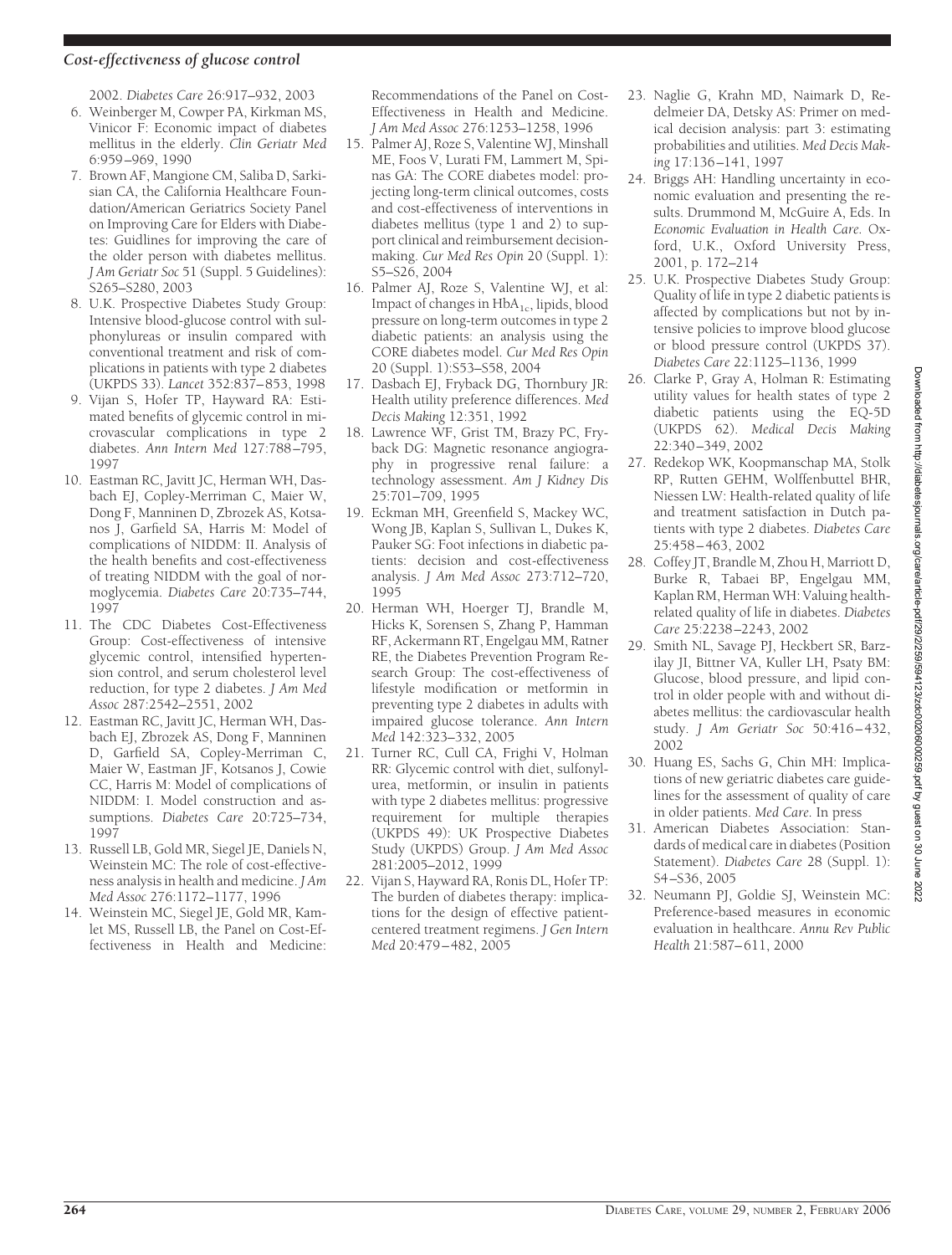2002. *Diabetes Care* 26:917–932, 2003

6. Weinberger M, Cowper PA, Kirkman MS, Vinicor F: Economic impact of diabetes mellitus in the elderly. *Clin Geriatr Med* 6:959–969, 1990
7. Brown AF, Mangione CM, Saliba D, Sarkisian CA, the California Healthcare Foundation/American Geriatrics Society Panel on Improving Care for Elders with Diabetes: Guidlines for improving the care of the older person with diabetes mellitus. *J Am Geriatr Soc* 51 (Suppl. 5 Guidelines): S265–S280, 2003
8. U.K. Prospective Diabetes Study Group: Intensive blood-glucose control with sulphonylureas or insulin compared with conventional treatment and risk of complications in patients with type 2 diabetes (UKPDS 33). *Lancet* 352:837–853, 1998
9. Vijan S, Hofer TP, Hayward RA: Estimated benefits of glycemic control in microvascular complications in type 2 diabetes. *Ann Intern Med* 127:788–795, 1997
10. Eastman RC, Javitt JC, Herman WH, Dasbach EJ, Copley-Merriman C, Maier W, Dong F, Manninen D, Zbrozek AS, Kotsanos J, Garfield SA, Harris M: Model of complications of NIDDM: II. Analysis of the health benefits and cost-effectiveness of treating NIDDM with the goal of normoglycemia. *Diabetes Care* 20:735–744, 1997
11. The CDC Diabetes Cost-Effectiveness Group: Cost-effectiveness of intensive glycemic control, intensified hypertension control, and serum cholesterol level reduction, for type 2 diabetes. *J Am Med Assoc* 287:2542–2551, 2002
12. Eastman RC, Javitt JC, Herman WH, Dasbach EJ, Zbrozek AS, Dong F, Manninen D, Garfield SA, Copley-Merriman C, Maier W, Eastman JF, Kotsanos J, Cowie CC, Harris M: Model of complications of NIDDM: I. Model construction and assumptions. *Diabetes Care* 20:725–734, 1997
13. Russell LB, Gold MR, Siegel JE, Daniels N, Weinstein MC: The role of cost-effectiveness analysis in health and medicine. *J Am Med Assoc* 276:1172–1177, 1996
14. Weinstein MC, Siegel JE, Gold MR, Kamlet MS, Russell LB, the Panel on Cost-Effectiveness in Health and Medicine: Recommendations of the Panel on Cost-Effectiveness in Health and Medicine. *J Am Med Assoc* 276:1253–1258, 1996
15. Palmer AJ, Roze S, Valentine WJ, Minshall ME, Foos V, Lurati FM, Lammert M, Spinas GA: The CORE diabetes model: projecting long-term clinical outcomes, costs and cost-effectiveness of interventions in diabetes mellitus (type 1 and 2) to support clinical and reimbursement decision-making. *Cur Med Res Opin* 20 (Suppl. 1): S5–S26, 2004
16. Palmer AJ, Roze S, Valentine WJ, et al: Impact of changes in $HbA_{1c}$, lipids, blood pressure on long-term outcomes in type 2 diabetic patients: an analysis using the CORE diabetes model. *Cur Med Res Opin* 20 (Suppl. 1):S53–S58, 2004
17. Dasbach EJ, Fryback DG, Thornbury JR: Health utility preference differences. *Med Decis Making* 12:351, 1992
18. Lawrence WF, Grist TM, Brazy PC, Fryback DG: Magnetic resonance angiography in progressive renal failure: a technology assessment. *Am J Kidney Dis* 25:701–709, 1995
19. Eckman MH, Greenfield S, Mackey WC, Wong JB, Kaplan S, Sullivan L, Dukes K, Pauker SG: Foot infections in diabetic patients: decision and cost-effectiveness analysis. *J Am Med Assoc* 273:712–720, 1995
20. Herman WH, Hoerger TJ, Brandle M, Hicks K, Sorensen S, Zhang P, Hamman RF, Ackermann RT, Engelgau MM, Ratner RE, the Diabetes Prevention Program Research Group: The cost-effectiveness of lifestyle modification or metformin in preventing type 2 diabetes in adults with impaired glucose tolerance. *Ann Intern Med* 142:323–332, 2005
21. Turner RC, Cull CA, Frighi V, Holman RR: Glycemic control with diet, sulfonylurea, metformin, or insulin in patients with type 2 diabetes mellitus: progressive requirement for multiple therapies (UKPDS 49): UK Prospective Diabetes Study (UKPDS) Group. *J Am Med Assoc* 281:2005–2012, 1999
22. Vijan S, Hayward RA, Ronis DL, Hofer TP: The burden of diabetes therapy: implications for the design of effective patient-centered treatment regimens. *J Gen Intern Med* 20:479–482, 2005
23. Naglie G, Krahn MD, Naimark D, Redelmeier DA, Detsky AS: Primer on medical decision analysis: part 3: estimating probabilities and utilities. *Med Decis Making* 17:136–141, 1997
24. Briggs AH: Handling uncertainty in economic evaluation and presenting the results. Drummond M, McGuire A, Eds. In *Economic Evaluation in Health Care.* Oxford, U.K., Oxford University Press, 2001, p. 172–214
25. U.K. Prospective Diabetes Study Group: Quality of life in type 2 diabetic patients is affected by complications but not by intensive policies to improve blood glucose or blood pressure control (UKPDS 37). *Diabetes Care* 22:1125–1136, 1999
26. Clarke P, Gray A, Holman R: Estimating utility values for health states of type 2 diabetic patients using the EQ-5D (UKPDS 62). *Medical Decis Making* 22:340–349, 2002
27. Redekop WK, Koopmanschap MA, Stolk RP, Rutten GEHM, Wolffenbuttel BHR, Niessen LW: Health-related quality of life and treatment satisfaction in Dutch patients with type 2 diabetes. *Diabetes Care* 25:458–463, 2002
28. Coffey JT, Brandle M, Zhou H, Marriott D, Burke R, Tabaei BP, Engelgau MM, Kaplan RM, Herman WH: Valuing health-related quality of life in diabetes. *Diabetes Care* 25:2238–2243, 2002
29. Smith NL, Savage PJ, Heckbert SR, Barzilay JI, Bittner VA, Kuller LH, Psaty BM: Glucose, blood pressure, and lipid control in older people with and without diabetes mellitus: the cardiovascular health study. *J Am Geriatr Soc* 50:416–432, 2002
30. Huang ES, Sachs G, Chin MH: Implications of new geriatric diabetes care guidelines for the assessment of quality of care in older patients. *Med Care.* In press
31. American Diabetes Association: Standards of medical care in diabetes (Position Statement). *Diabetes Care* 28 (Suppl. 1): S4–S36, 2005
32. Neumann PJ, Goldie SJ, Weinstein MC: Preference-based measures in economic evaluation in healthcare. *Annu Rev Public Health* 21:587–611, 2000